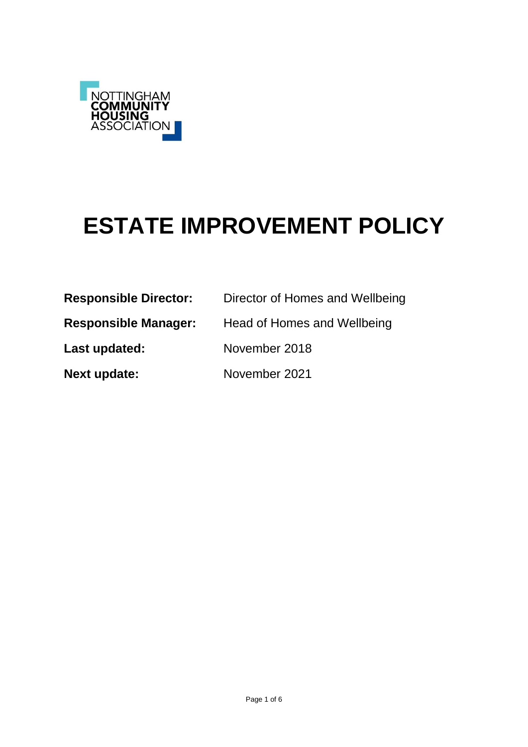NOTTINGHAM
COMMUNITY
HOUSING
ASSOCIATION

# ESTATE IMPROVEMENT POLICY

| | |
|---|---|
| **Responsible Director:** | Director of Homes and Wellbeing |
| **Responsible Manager:** | Head of Homes and Wellbeing |
| **Last updated:** | November 2018 |
| **Next update:** | November 2021 |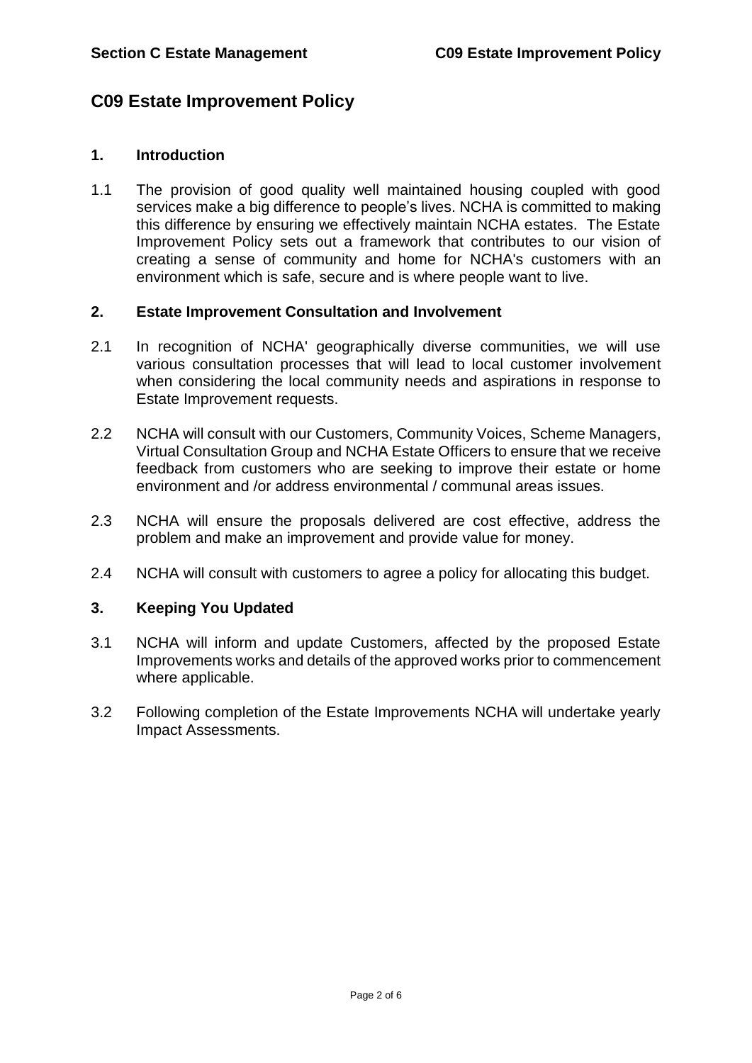# C09 Estate Improvement Policy

## 1. Introduction

1.1 The provision of good quality well maintained housing coupled with good services make a big difference to people's lives. NCHA is committed to making this difference by ensuring we effectively maintain NCHA estates. The Estate Improvement Policy sets out a framework that contributes to our vision of creating a sense of community and home for NCHA's customers with an environment which is safe, secure and is where people want to live.

## 2. Estate Improvement Consultation and Involvement

2.1 In recognition of NCHA' geographically diverse communities, we will use various consultation processes that will lead to local customer involvement when considering the local community needs and aspirations in response to Estate Improvement requests.

2.2 NCHA will consult with our Customers, Community Voices, Scheme Managers, Virtual Consultation Group and NCHA Estate Officers to ensure that we receive feedback from customers who are seeking to improve their estate or home environment and /or address environmental / communal areas issues.

2.3 NCHA will ensure the proposals delivered are cost effective, address the problem and make an improvement and provide value for money.

2.4 NCHA will consult with customers to agree a policy for allocating this budget.

## 3. Keeping You Updated

3.1 NCHA will inform and update Customers, affected by the proposed Estate Improvements works and details of the approved works prior to commencement where applicable.

3.2 Following completion of the Estate Improvements NCHA will undertake yearly Impact Assessments.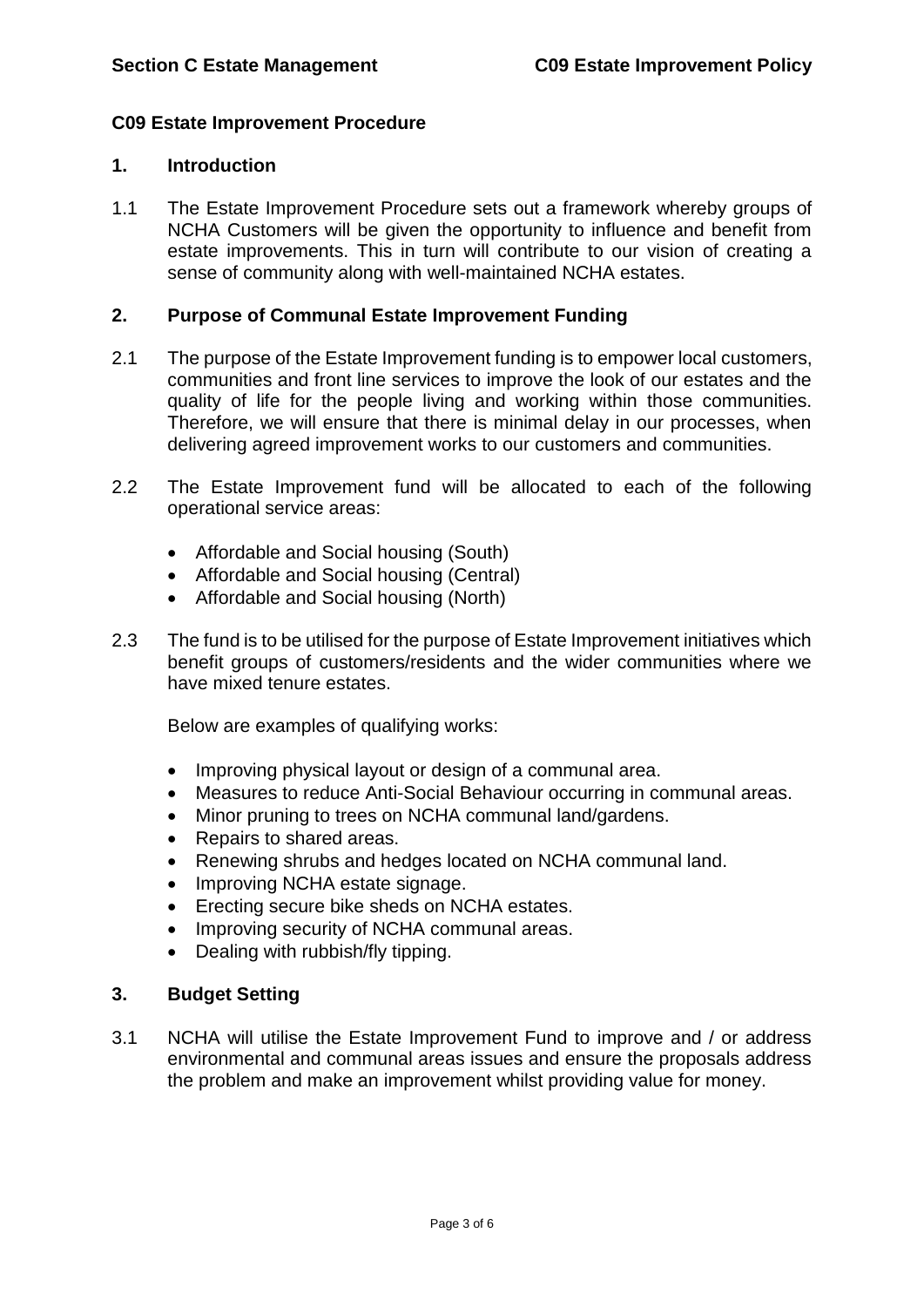## C09 Estate Improvement Procedure

### 1. Introduction

1.1 The Estate Improvement Procedure sets out a framework whereby groups of NCHA Customers will be given the opportunity to influence and benefit from estate improvements. This in turn will contribute to our vision of creating a sense of community along with well-maintained NCHA estates.

### 2. Purpose of Communal Estate Improvement Funding

2.1 The purpose of the Estate Improvement funding is to empower local customers, communities and front line services to improve the look of our estates and the quality of life for the people living and working within those communities. Therefore, we will ensure that there is minimal delay in our processes, when delivering agreed improvement works to our customers and communities.

2.2 The Estate Improvement fund will be allocated to each of the following operational service areas:

- Affordable and Social housing (South)
- Affordable and Social housing (Central)
- Affordable and Social housing (North)

2.3 The fund is to be utilised for the purpose of Estate Improvement initiatives which benefit groups of customers/residents and the wider communities where we have mixed tenure estates.

Below are examples of qualifying works:

- Improving physical layout or design of a communal area.
- Measures to reduce Anti-Social Behaviour occurring in communal areas.
- Minor pruning to trees on NCHA communal land/gardens.
- Repairs to shared areas.
- Renewing shrubs and hedges located on NCHA communal land.
- Improving NCHA estate signage.
- Erecting secure bike sheds on NCHA estates.
- Improving security of NCHA communal areas.
- Dealing with rubbish/fly tipping.

### 3. Budget Setting

3.1 NCHA will utilise the Estate Improvement Fund to improve and / or address environmental and communal areas issues and ensure the proposals address the problem and make an improvement whilst providing value for money.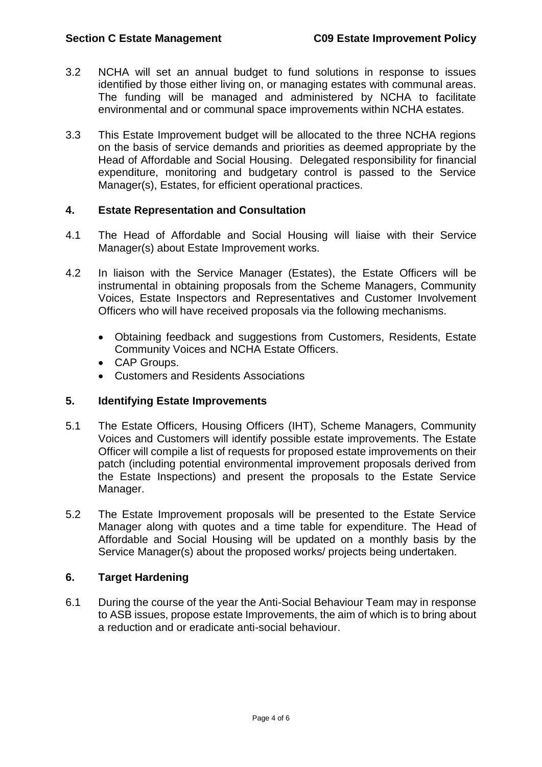3.2 NCHA will set an annual budget to fund solutions in response to issues identified by those either living on, or managing estates with communal areas. The funding will be managed and administered by NCHA to facilitate environmental and or communal space improvements within NCHA estates.

3.3 This Estate Improvement budget will be allocated to the three NCHA regions on the basis of service demands and priorities as deemed appropriate by the Head of Affordable and Social Housing. Delegated responsibility for financial expenditure, monitoring and budgetary control is passed to the Service Manager(s), Estates, for efficient operational practices.

## 4. Estate Representation and Consultation

4.1 The Head of Affordable and Social Housing will liaise with their Service Manager(s) about Estate Improvement works.

4.2 In liaison with the Service Manager (Estates), the Estate Officers will be instrumental in obtaining proposals from the Scheme Managers, Community Voices, Estate Inspectors and Representatives and Customer Involvement Officers who will have received proposals via the following mechanisms.

- Obtaining feedback and suggestions from Customers, Residents, Estate Community Voices and NCHA Estate Officers.
- CAP Groups.
- Customers and Residents Associations

## 5. Identifying Estate Improvements

5.1 The Estate Officers, Housing Officers (IHT), Scheme Managers, Community Voices and Customers will identify possible estate improvements. The Estate Officer will compile a list of requests for proposed estate improvements on their patch (including potential environmental improvement proposals derived from the Estate Inspections) and present the proposals to the Estate Service Manager.

5.2 The Estate Improvement proposals will be presented to the Estate Service Manager along with quotes and a time table for expenditure. The Head of Affordable and Social Housing will be updated on a monthly basis by the Service Manager(s) about the proposed works/ projects being undertaken.

## 6. Target Hardening

6.1 During the course of the year the Anti-Social Behaviour Team may in response to ASB issues, propose estate Improvements, the aim of which is to bring about a reduction and or eradicate anti-social behaviour.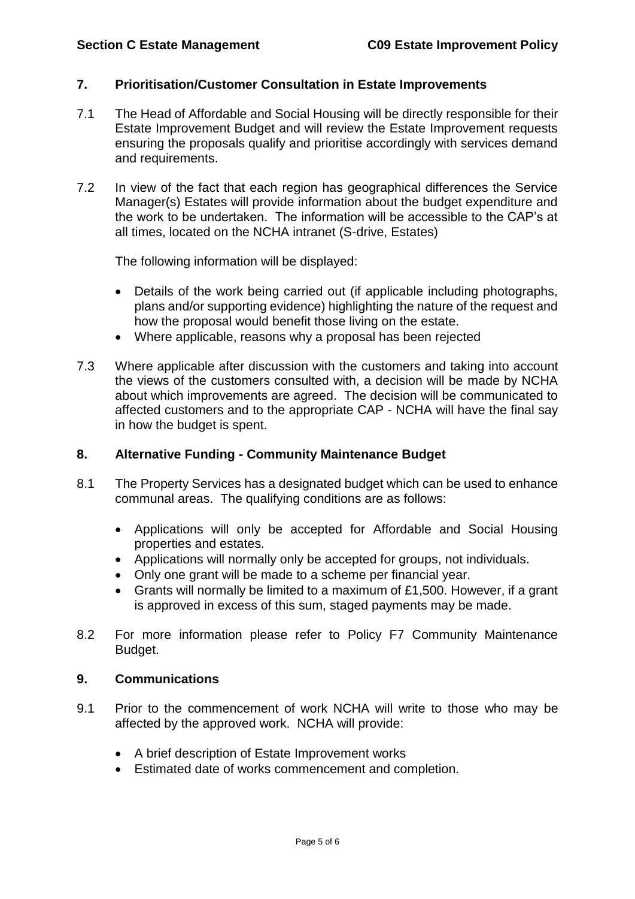## 7. Prioritisation/Customer Consultation in Estate Improvements

7.1 The Head of Affordable and Social Housing will be directly responsible for their Estate Improvement Budget and will review the Estate Improvement requests ensuring the proposals qualify and prioritise accordingly with services demand and requirements.

7.2 In view of the fact that each region has geographical differences the Service Manager(s) Estates will provide information about the budget expenditure and the work to be undertaken. The information will be accessible to the CAP's at all times, located on the NCHA intranet (S-drive, Estates)

The following information will be displayed:

- Details of the work being carried out (if applicable including photographs, plans and/or supporting evidence) highlighting the nature of the request and how the proposal would benefit those living on the estate.
- Where applicable, reasons why a proposal has been rejected

7.3 Where applicable after discussion with the customers and taking into account the views of the customers consulted with, a decision will be made by NCHA about which improvements are agreed. The decision will be communicated to affected customers and to the appropriate CAP - NCHA will have the final say in how the budget is spent.

## 8. Alternative Funding - Community Maintenance Budget

8.1 The Property Services has a designated budget which can be used to enhance communal areas. The qualifying conditions are as follows:

- Applications will only be accepted for Affordable and Social Housing properties and estates.
- Applications will normally only be accepted for groups, not individuals.
- Only one grant will be made to a scheme per financial year.
- Grants will normally be limited to a maximum of £1,500. However, if a grant is approved in excess of this sum, staged payments may be made.

8.2 For more information please refer to Policy F7 Community Maintenance Budget.

## 9. Communications

9.1 Prior to the commencement of work NCHA will write to those who may be affected by the approved work. NCHA will provide:

- A brief description of Estate Improvement works
- Estimated date of works commencement and completion.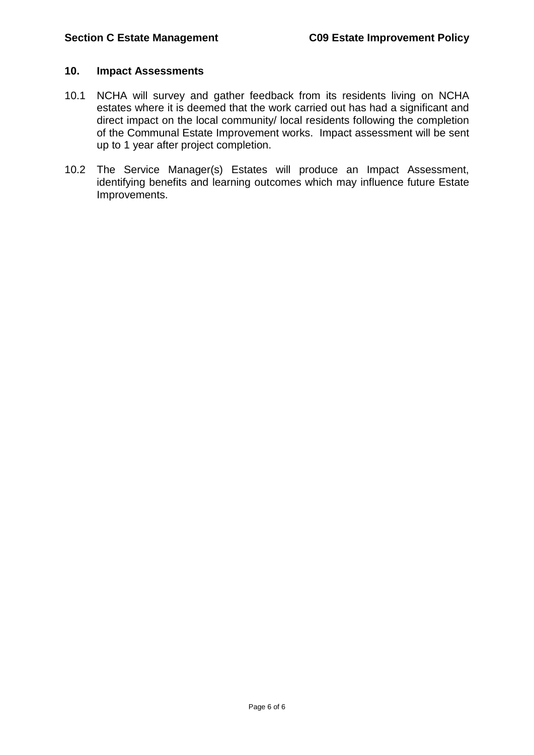## 10. Impact Assessments

10.1 NCHA will survey and gather feedback from its residents living on NCHA estates where it is deemed that the work carried out has had a significant and direct impact on the local community/ local residents following the completion of the Communal Estate Improvement works. Impact assessment will be sent up to 1 year after project completion.

10.2 The Service Manager(s) Estates will produce an Impact Assessment, identifying benefits and learning outcomes which may influence future Estate Improvements.